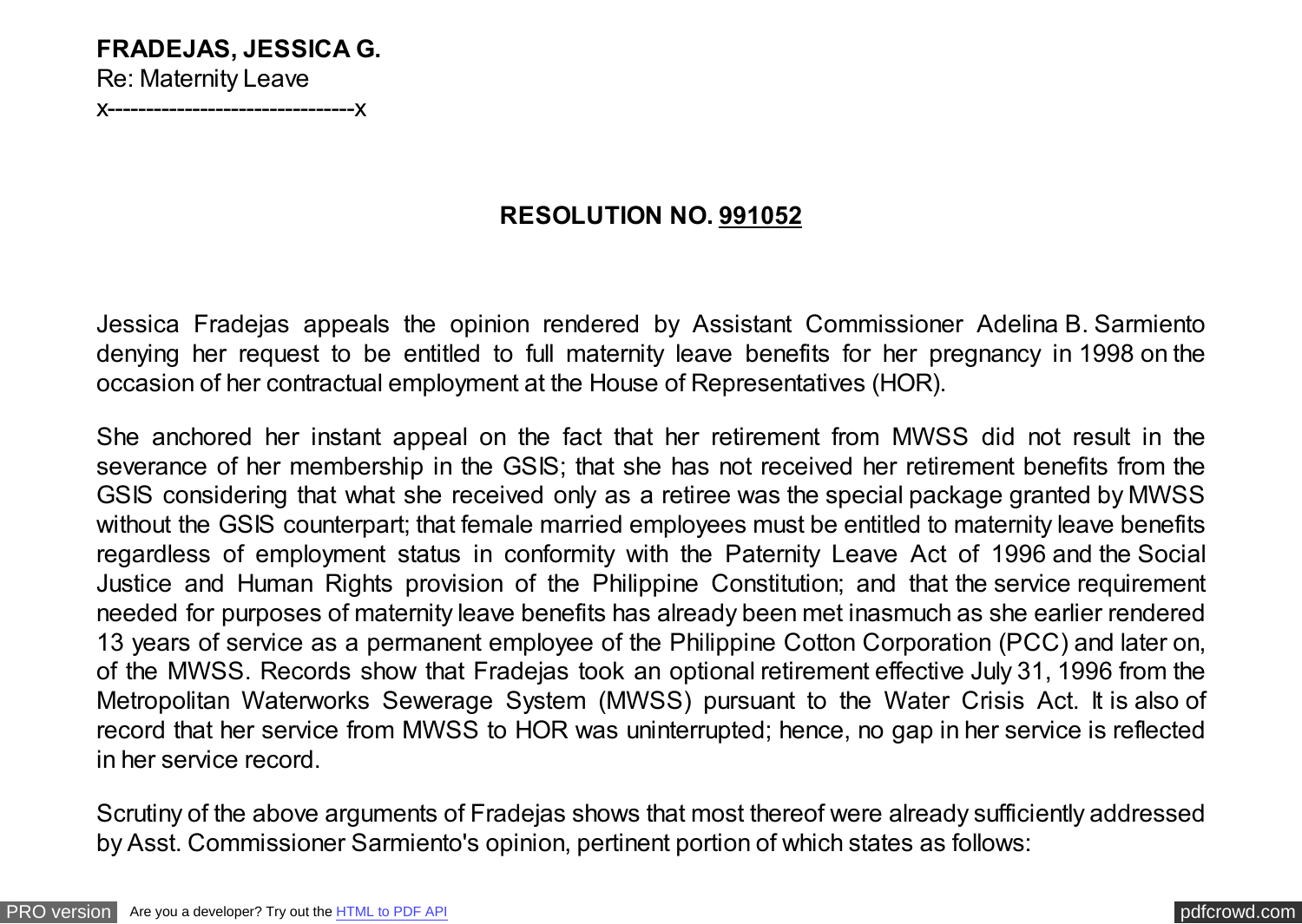**FRADEJAS, JESSICA G.**
Re: Maternity Leave
x-------------------------------x

**RESOLUTION NO. 991052**

Jessica Fradejas appeals the opinion rendered by Assistant Commissioner Adelina B. Sarmiento denying her request to be entitled to full maternity leave benefits for her pregnancy in 1998 on the occasion of her contractual employment at the House of Representatives (HOR).

She anchored her instant appeal on the fact that her retirement from MWSS did not result in the severance of her membership in the GSIS; that she has not received her retirement benefits from the GSIS considering that what she received only as a retiree was the special package granted by MWSS without the GSIS counterpart; that female married employees must be entitled to maternity leave benefits regardless of employment status in conformity with the Paternity Leave Act of 1996 and the Social Justice and Human Rights provision of the Philippine Constitution; and that the service requirement needed for purposes of maternity leave benefits has already been met inasmuch as she earlier rendered 13 years of service as a permanent employee of the Philippine Cotton Corporation (PCC) and later on, of the MWSS. Records show that Fradejas took an optional retirement effective July 31, 1996 from the Metropolitan Waterworks Sewerage System (MWSS) pursuant to the Water Crisis Act. It is also of record that her service from MWSS to HOR was uninterrupted; hence, no gap in her service is reflected in her service record.

Scrutiny of the above arguments of Fradejas shows that most thereof were already sufficiently addressed by Asst. Commissioner Sarmiento's opinion, pertinent portion of which states as follows: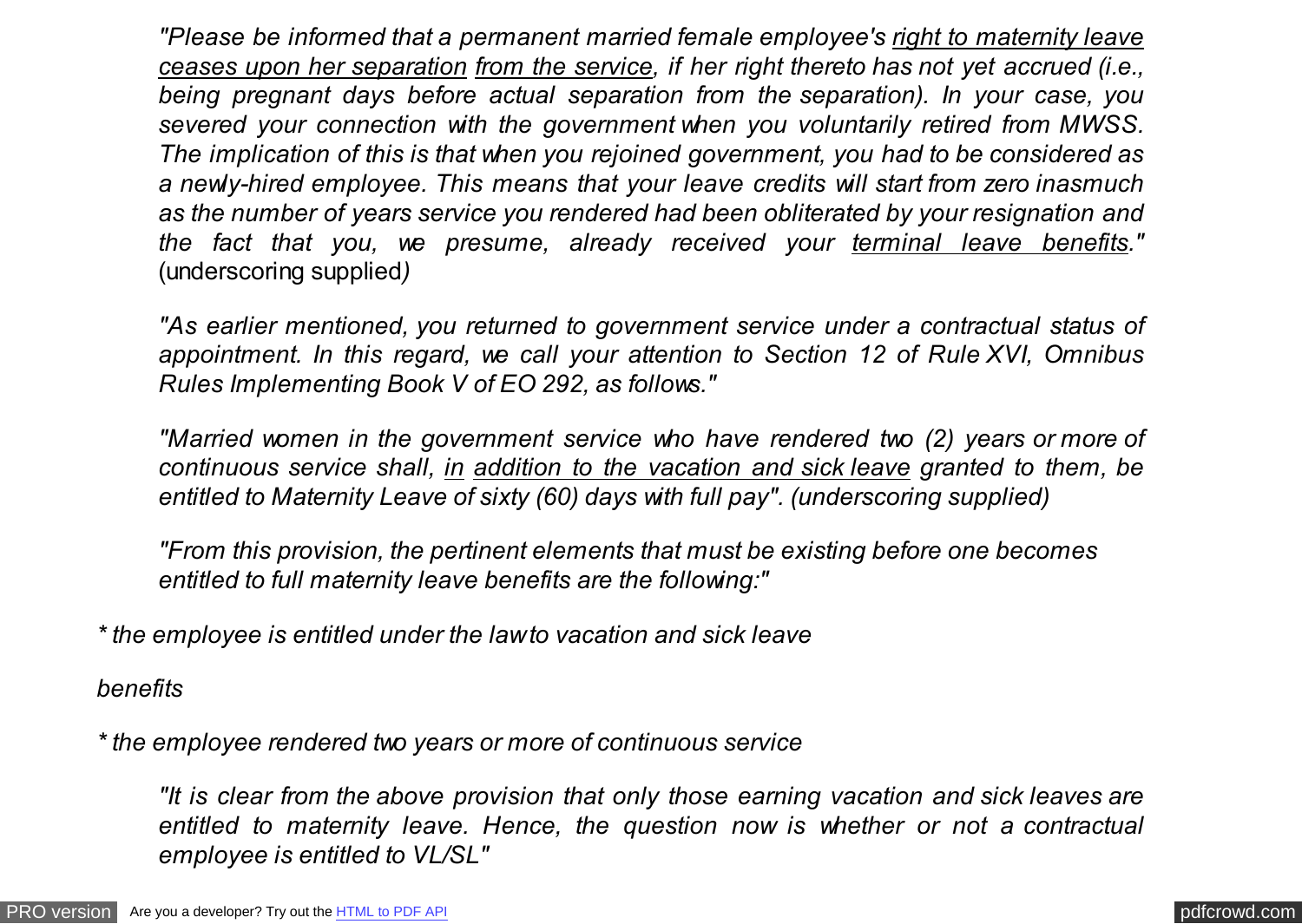*"Please be informed that a permanent married female employee's right to maternity leave ceases upon her separation from the service, if her right thereto has not yet accrued (i.e., being pregnant days before actual separation from the separation). In your case, you severed your connection with the government when you voluntarily retired from MWSS. The implication of this is that when you rejoined government, you had to be considered as a newly-hired employee. This means that your leave credits will start from zero inasmuch as the number of years service you rendered had been obliterated by your resignation and the fact that you, we presume, already received your terminal leave benefits."* (underscoring supplied*)*

*"As earlier mentioned, you returned to government service under a contractual status of appointment. In this regard, we call your attention to Section 12 of Rule XVI, Omnibus Rules Implementing Book V of EO 292, as follows."*

*"Married women in the government service who have rendered two (2) years or more of continuous service shall, in addition to the vacation and sick leave granted to them, be entitled to Maternity Leave of sixty (60) days with full pay". (underscoring supplied)*

*"From this provision, the pertinent elements that must be existing before one becomes entitled to full maternity leave benefits are the following:"*

* *the employee is entitled under the law to vacation and sick leave benefits*

* *the employee rendered two years or more of continuous service*

*"It is clear from the above provision that only those earning vacation and sick leaves are entitled to maternity leave. Hence, the question now is whether or not a contractual employee is entitled to VL/SL"*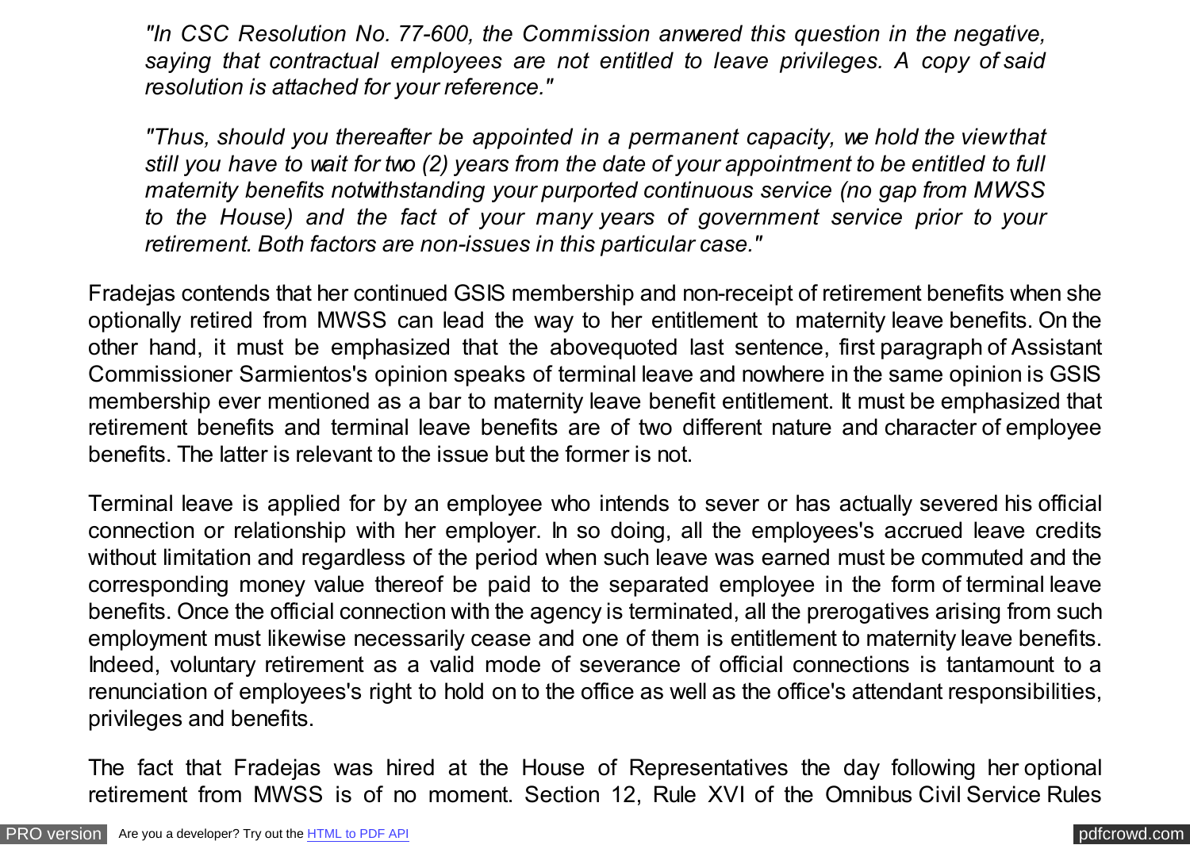*"In CSC Resolution No. 77-600, the Commission anwered this question in the negative, saying that contractual employees are not entitled to leave privileges. A copy of said resolution is attached for your reference."*

*"Thus, should you thereafter be appointed in a permanent capacity, we hold the view that still you have to wait for two (2) years from the date of your appointment to be entitled to full maternity benefits notwithstanding your purported continuous service (no gap from MWSS to the House) and the fact of your many years of government service prior to your retirement. Both factors are non-issues in this particular case."*

Fradejas contends that her continued GSIS membership and non-receipt of retirement benefits when she optionally retired from MWSS can lead the way to her entitlement to maternity leave benefits. On the other hand, it must be emphasized that the abovequoted last sentence, first paragraph of Assistant Commissioner Sarmientos's opinion speaks of terminal leave and nowhere in the same opinion is GSIS membership ever mentioned as a bar to maternity leave benefit entitlement. It must be emphasized that retirement benefits and terminal leave benefits are of two different nature and character of employee benefits. The latter is relevant to the issue but the former is not.

Terminal leave is applied for by an employee who intends to sever or has actually severed his official connection or relationship with her employer. In so doing, all the employees's accrued leave credits without limitation and regardless of the period when such leave was earned must be commuted and the corresponding money value thereof be paid to the separated employee in the form of terminal leave benefits. Once the official connection with the agency is terminated, all the prerogatives arising from such employment must likewise necessarily cease and one of them is entitlement to maternity leave benefits. Indeed, voluntary retirement as a valid mode of severance of official connections is tantamount to a renunciation of employees's right to hold on to the office as well as the office's attendant responsibilities, privileges and benefits.

The fact that Fradejas was hired at the House of Representatives the day following her optional retirement from MWSS is of no moment. Section 12, Rule XVI of the Omnibus Civil Service Rules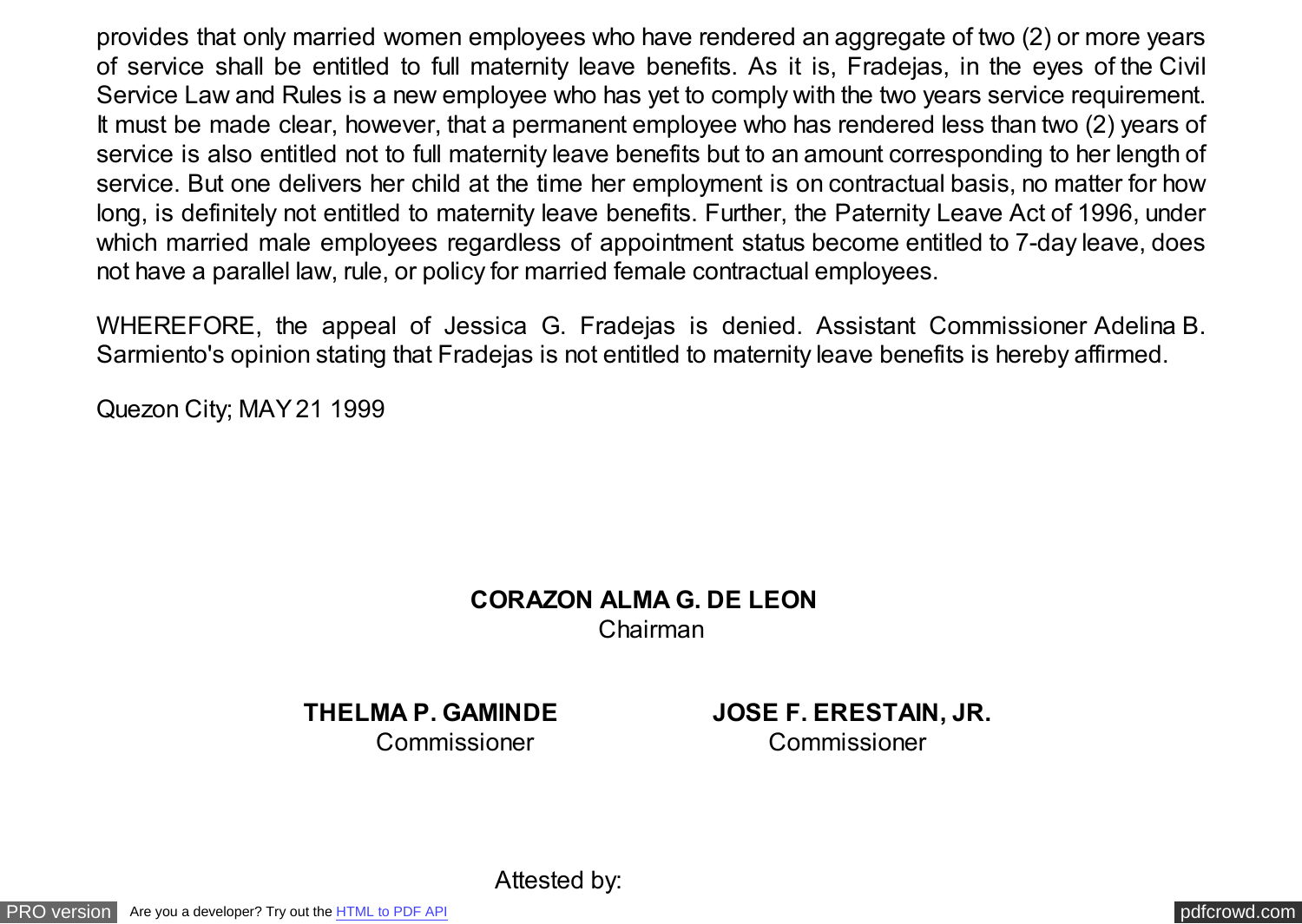provides that only married women employees who have rendered an aggregate of two (2) or more years of service shall be entitled to full maternity leave benefits. As it is, Fradejas, in the eyes of the Civil Service Law and Rules is a new employee who has yet to comply with the two years service requirement. It must be made clear, however, that a permanent employee who has rendered less than two (2) years of service is also entitled not to full maternity leave benefits but to an amount corresponding to her length of service. But one delivers her child at the time her employment is on contractual basis, no matter for how long, is definitely not entitled to maternity leave benefits. Further, the Paternity Leave Act of 1996, under which married male employees regardless of appointment status become entitled to 7-day leave, does not have a parallel law, rule, or policy for married female contractual employees.

WHEREFORE, the appeal of Jessica G. Fradejas is denied. Assistant Commissioner Adelina B. Sarmiento's opinion stating that Fradejas is not entitled to maternity leave benefits is hereby affirmed.

Quezon City; MAY 21 1999

**CORAZON ALMA G. DE LEON**
Chairman

**THELMA P. GAMINDE**
Commissioner

**JOSE F. ERESTAIN, JR.**
Commissioner

Attested by: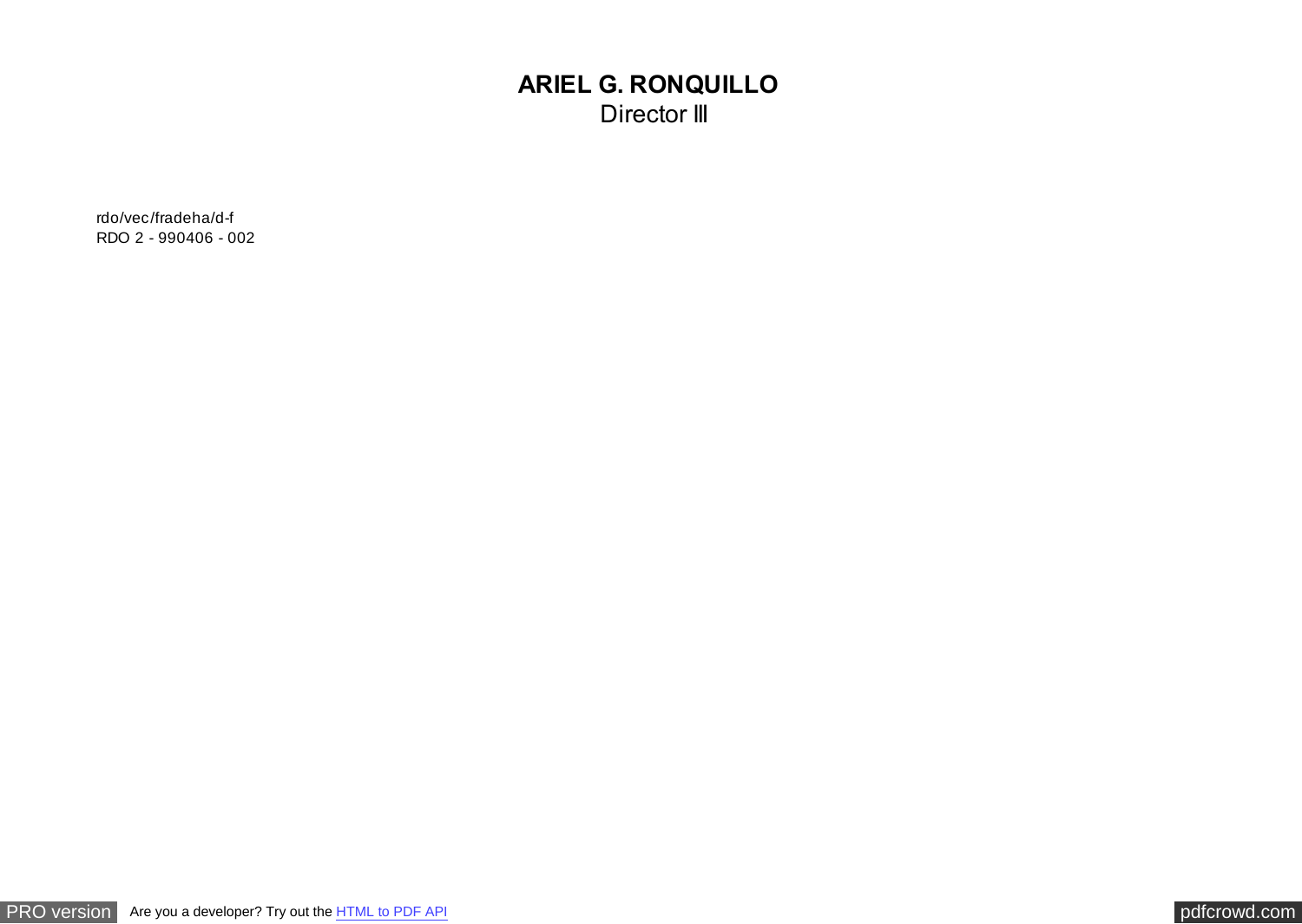**ARIEL G. RONQUILLO**
Director III

rdo/vec/fradeha/d-f
RDO 2 - 990406 - 002